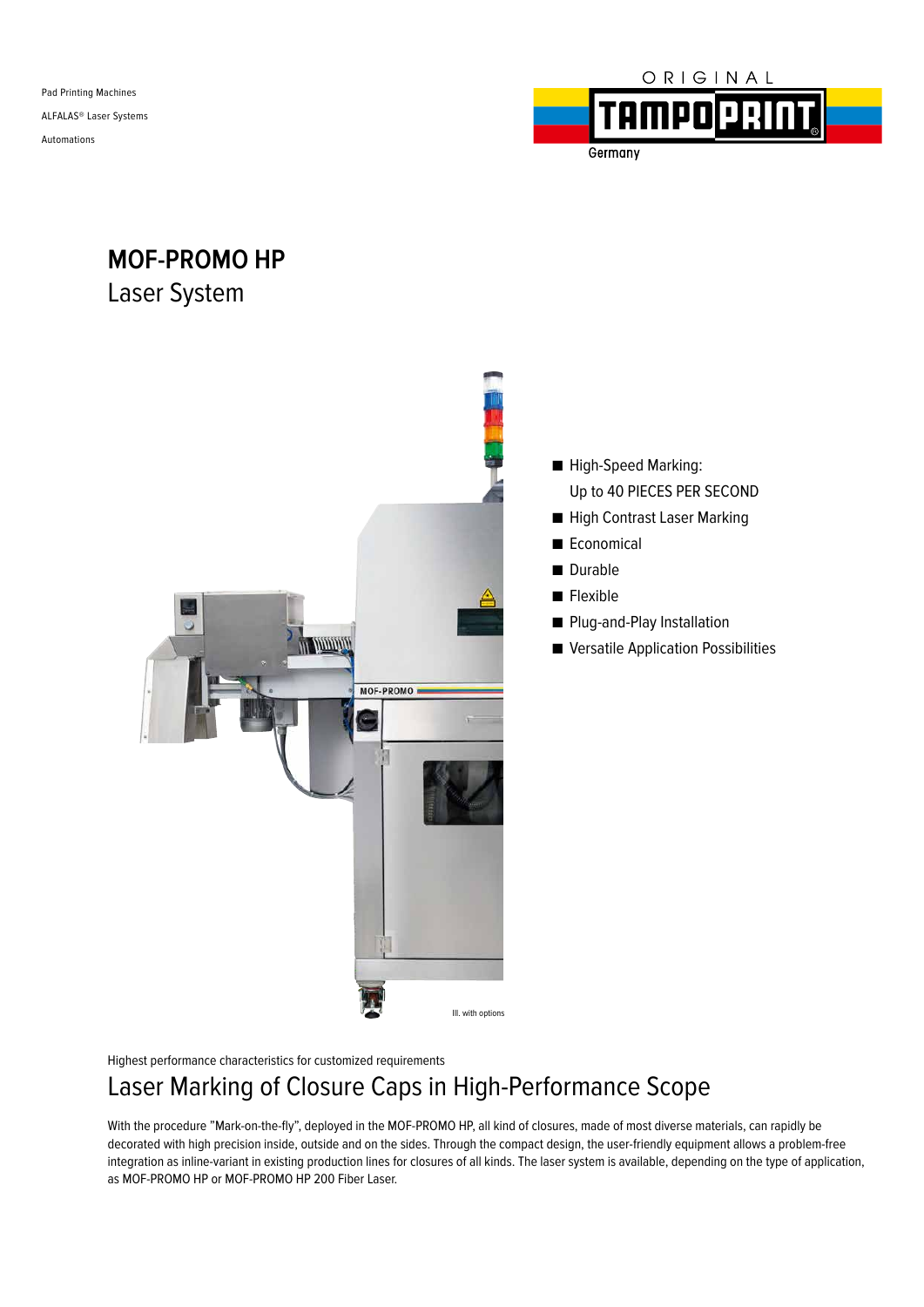Pad Printing Machines

ALFALAS® Laser Systems

Automations

ORIGINAL TAMPOPRINT Germany

# MOF-PROMO HP

## Laser System

Ill. with options

- High-Speed Marking: Up to 40 PIECES PER SECOND
- High Contrast Laser Marking
- Economical
- Durable
- Flexible
- Plug-and-Play Installation
- Versatile Application Possibilities

Highest performance characteristics for customized requirements

## Laser Marking of Closure Caps in High-Performance Scope

With the procedure "Mark-on-the-fly", deployed in the MOF-PROMO HP, all kind of closures, made of most diverse materials, can rapidly be decorated with high precision inside, outside and on the sides. Through the compact design, the user-friendly equipment allows a problem-free integration as inline-variant in existing production lines for closures of all kinds. The laser system is available, depending on the type of application, as MOF-PROMO HP or MOF-PROMO HP 200 Fiber Laser.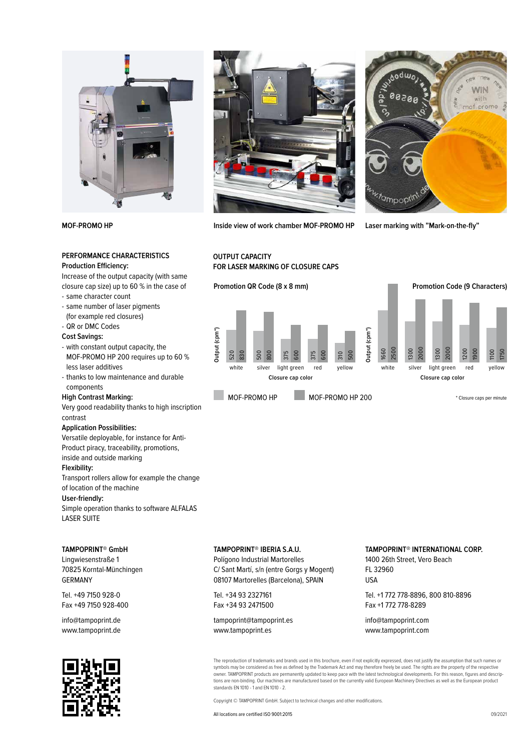MOF-PROMO HP

Inside view of work chamber MOF-PROMO HP

Laser marking with "Mark-on-the-fly"

### PERFORMANCE CHARACTERISTICS

**Production Efficiency:**
Increase of the output capacity (with same closure cap size) up to 60 % in the case of
- same character count
- same number of laser pigments (for example red closures)
- QR or DMC Codes

**Cost Savings:**
- with constant output capacity, the MOF-PROMO HP 200 requires up to 60 % less laser additives
- thanks to low maintenance and durable components

**High Contrast Marking:**
Very good readability thanks to high inscription contrast

**Application Possibilities:**
Versatile deployable, for instance for Anti-Product piracy, traceability, promotions, inside and outside marking

**Flexibility:**
Transport rollers allow for example the change of location of the machine

**User-friendly:**
Simple operation thanks to software ALFALAS LASER SUITE

### OUTPUT CAPACITY FOR LASER MARKING OF CLOSURE CAPS

Promotion QR Code (8 x 8 mm)

Output (cpm*)

520 830 white
500 800 silver
375 600 light green
375 600 red
310 500 yellow

Closure cap color

Promotion Code (9 Characters)

Output (cpm*)

1660 2500 white
1300 2000 silver
1300 2000 light green
1200 1900 red
1100 1750 yellow

Closure cap color

MOF-PROMO HP    MOF-PROMO HP 200

* Closure caps per minute

**TAMPOPRINT® GmbH**
Lingwiesenstraße 1
70825 Korntal-Münchingen
GERMANY

Tel. +49 7150 928-0
Fax +49 7150 928-400

info@tampoprint.de
www.tampoprint.de

**TAMPOPRINT® IBERIA S.A.U.**
Polígono Industrial Martorelles
C/ Sant Martí, s/n (entre Gorgs y Mogent)
08107 Martorelles (Barcelona), SPAIN

Tel. +34 93 2327161
Fax +34 93 2471500

tampoprint@tampoprint.es
www.tampoprint.es

**TAMPOPRINT® INTERNATIONAL CORP.**
1400 26th Street, Vero Beach
FL 32960
USA

Tel. +1 772 778-8896, 800 810-8896
Fax +1 772 778-8289

info@tampoprint.com
www.tampoprint.com

The reproduction of trademarks and brands used in this brochure, even if not explicitly expressed, does not justify the assumption that such names or symbols may be considered as free as defined by the Trademark Act and may therefore freely be used. The rights are the property of the respective owner. TAMPOPRINT products are permanently updated to keep pace with the latest technological developments. For this reason, figures and descriptions are non-binding. Our machines are manufactured based on the currently valid European Machinery Directives as well as the European product standards EN 1010 - 1 and EN 1010 - 2.

Copyright © TAMPOPRINT GmbH. Subject to technical changes and other modifications.

All locations are certified ISO 9001:2015

09/2021